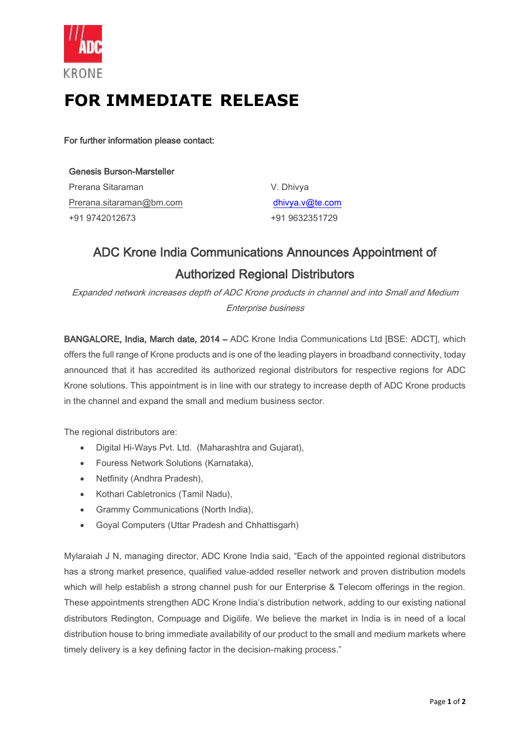ADC KRONE

# FOR IMMEDIATE RELEASE

For further information please contact:

| Genesis Burson-Marsteller | |
|---|---|
| Prerana Sitaraman | V. Dhivya |
| Prerana.sitaraman@bm.com | dhivya.v@te.com |
| +91 9742012673 | +91 9632351729 |

## ADC Krone India Communications Announces Appointment of Authorized Regional Distributors

*Expanded network increases depth of ADC Krone products in channel and into Small and Medium Enterprise business*

**BANGALORE, India, March date, 2014 –** ADC Krone India Communications Ltd [BSE: ADCT], which offers the full range of Krone products and is one of the leading players in broadband connectivity, today announced that it has accredited its authorized regional distributors for respective regions for ADC Krone solutions. This appointment is in line with our strategy to increase depth of ADC Krone products in the channel and expand the small and medium business sector.

The regional distributors are:

- Digital Hi-Ways Pvt. Ltd. (Maharashtra and Gujarat),
- Fouress Network Solutions (Karnataka),
- Netfinity (Andhra Pradesh),
- Kothari Cabletronics (Tamil Nadu),
- Grammy Communications (North India),
- Goyal Computers (Uttar Pradesh and Chhattisgarh)

Mylaraiah J N, managing director, ADC Krone India said, "Each of the appointed regional distributors has a strong market presence, qualified value-added reseller network and proven distribution models which will help establish a strong channel push for our Enterprise & Telecom offerings in the region. These appointments strengthen ADC Krone India's distribution network, adding to our existing national distributors Redington, Compuage and Digilife. We believe the market in India is in need of a local distribution house to bring immediate availability of our product to the small and medium markets where timely delivery is a key defining factor in the decision-making process."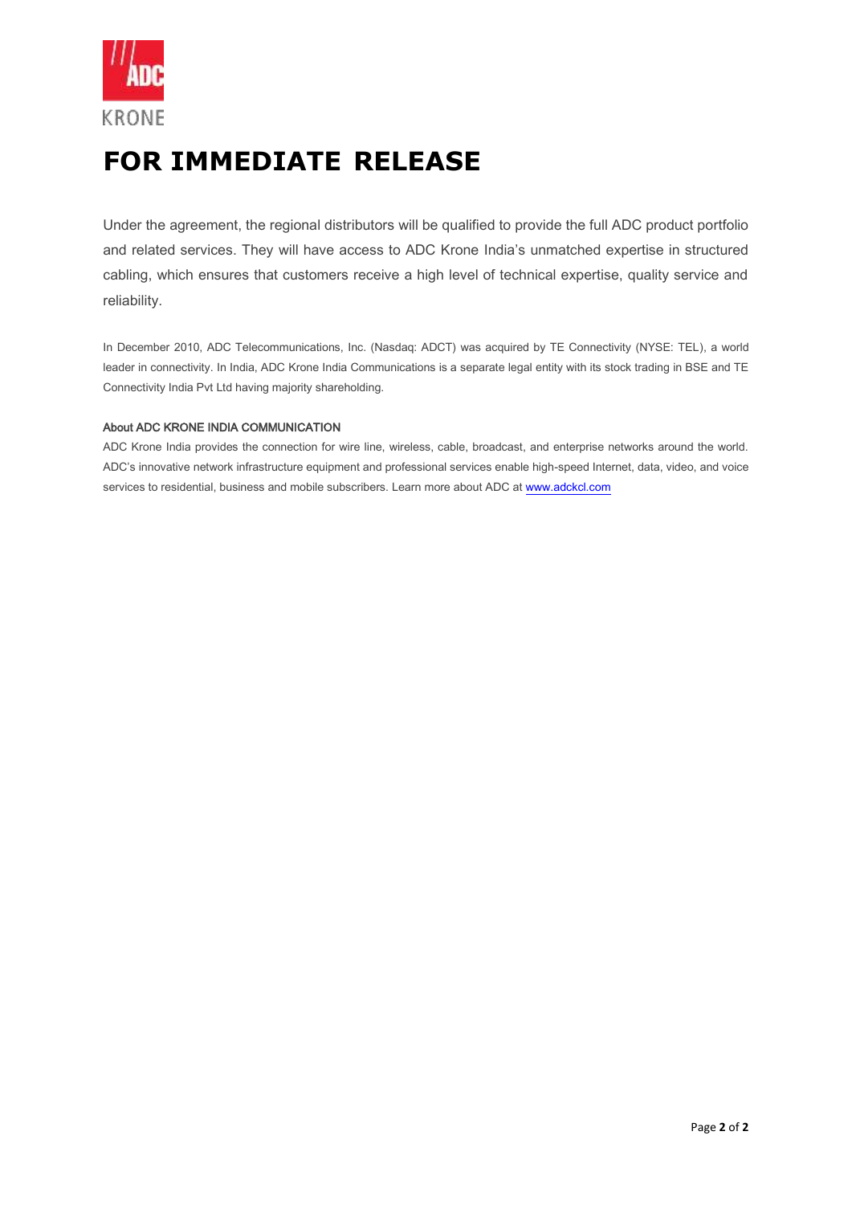# FOR IMMEDIATE RELEASE

Under the agreement, the regional distributors will be qualified to provide the full ADC product portfolio and related services. They will have access to ADC Krone India's unmatched expertise in structured cabling, which ensures that customers receive a high level of technical expertise, quality service and reliability.

In December 2010, ADC Telecommunications, Inc. (Nasdaq: ADCT) was acquired by TE Connectivity (NYSE: TEL), a world leader in connectivity. In India, ADC Krone India Communications is a separate legal entity with its stock trading in BSE and TE Connectivity India Pvt Ltd having majority shareholding.

**About ADC KRONE INDIA COMMUNICATION**

ADC Krone India provides the connection for wire line, wireless, cable, broadcast, and enterprise networks around the world. ADC's innovative network infrastructure equipment and professional services enable high-speed Internet, data, video, and voice services to residential, business and mobile subscribers. Learn more about ADC at www.adckcl.com